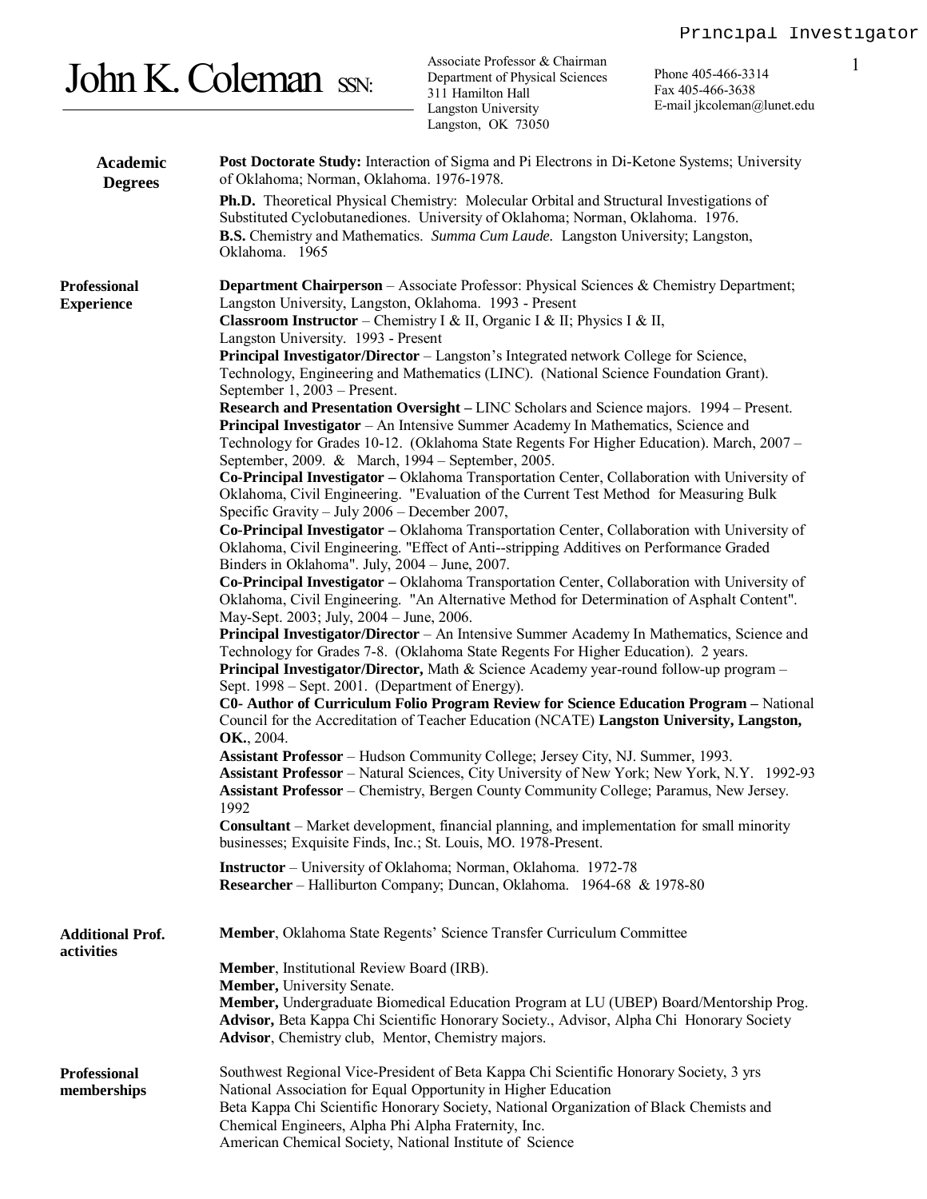# John K. Coleman SSN:

Associate Professor & Chairman
Department of Physical Sciences
311 Hamilton Hall
Langston University
Langston, OK 73050

Phone 405-466-3314
Fax 405-466-3638
E-mail jkcoleman@lunet.edu

## Academic Degrees

**Post Doctorate Study:** Interaction of Sigma and Pi Electrons in Di-Ketone Systems; University of Oklahoma; Norman, Oklahoma. 1976-1978.

**Ph.D.** Theoretical Physical Chemistry: Molecular Orbital and Structural Investigations of Substituted Cyclobutanediones. University of Oklahoma; Norman, Oklahoma. 1976.

**B.S.** Chemistry and Mathematics. ***Summa Cum Laude.*** Langston University; Langston, Oklahoma. 1965

## Professional Experience

**Department Chairperson** – Associate Professor: Physical Sciences & Chemistry Department; Langston University, Langston, Oklahoma. 1993 - Present

**Classroom Instructor** – Chemistry I & II, Organic I & II; Physics I & II, Langston University. 1993 - Present

**Principal Investigator/Director** – Langston's Integrated network College for Science, Technology, Engineering and Mathematics (LINC). (National Science Foundation Grant). September 1, 2003 – Present.

**Research and Presentation Oversight –** LINC Scholars and Science majors. 1994 – Present.

**Principal Investigator** – An Intensive Summer Academy In Mathematics, Science and Technology for Grades 10-12. (Oklahoma State Regents For Higher Education). March, 2007 – September, 2009. & March, 1994 – September, 2005.

**Co-Principal Investigator –** Oklahoma Transportation Center, Collaboration with University of Oklahoma, Civil Engineering. "Evaluation of the Current Test Method for Measuring Bulk Specific Gravity – July 2006 – December 2007,

**Co-Principal Investigator –** Oklahoma Transportation Center, Collaboration with University of Oklahoma, Civil Engineering. "Effect of Anti--stripping Additives on Performance Graded Binders in Oklahoma". July, 2004 – June, 2007.

**Co-Principal Investigator –** Oklahoma Transportation Center, Collaboration with University of Oklahoma, Civil Engineering. "An Alternative Method for Determination of Asphalt Content". May-Sept. 2003; July, 2004 – June, 2006.

**Principal Investigator/Director** – An Intensive Summer Academy In Mathematics, Science and Technology for Grades 7-8. (Oklahoma State Regents For Higher Education). 2 years.

**Principal Investigator/Director,** Math & Science Academy year-round follow-up program – Sept. 1998 – Sept. 2001. (Department of Energy).

**C0- Author of Curriculum Folio Program Review for Science Education Program –** National Council for the Accreditation of Teacher Education (NCATE) **Langston University, Langston, OK.**, 2004.

**Assistant Professor** – Hudson Community College; Jersey City, NJ. Summer, 1993.

**Assistant Professor** – Natural Sciences, City University of New York; New York, N.Y. 1992-93

**Assistant Professor** – Chemistry, Bergen County Community College; Paramus, New Jersey. 1992

**Consultant** – Market development, financial planning, and implementation for small minority businesses; Exquisite Finds, Inc.; St. Louis, MO. 1978-Present.

**Instructor** – University of Oklahoma; Norman, Oklahoma. 1972-78

**Researcher** – Halliburton Company; Duncan, Oklahoma. 1964-68 & 1978-80

## Additional Prof. activities

**Member**, Oklahoma State Regents' Science Transfer Curriculum Committee

**Member**, Institutional Review Board (IRB).

**Member,** University Senate.

**Member,** Undergraduate Biomedical Education Program at LU (UBEP) Board/Mentorship Prog.

**Advisor,** Beta Kappa Chi Scientific Honorary Society., Advisor, Alpha Chi Honorary Society

**Advisor**, Chemistry club, Mentor, Chemistry majors.

## Professional memberships

Southwest Regional Vice-President of Beta Kappa Chi Scientific Honorary Society, 3 yrs
National Association for Equal Opportunity in Higher Education
Beta Kappa Chi Scientific Honorary Society, National Organization of Black Chemists and Chemical Engineers, Alpha Phi Alpha Fraternity, Inc.
American Chemical Society, National Institute of Science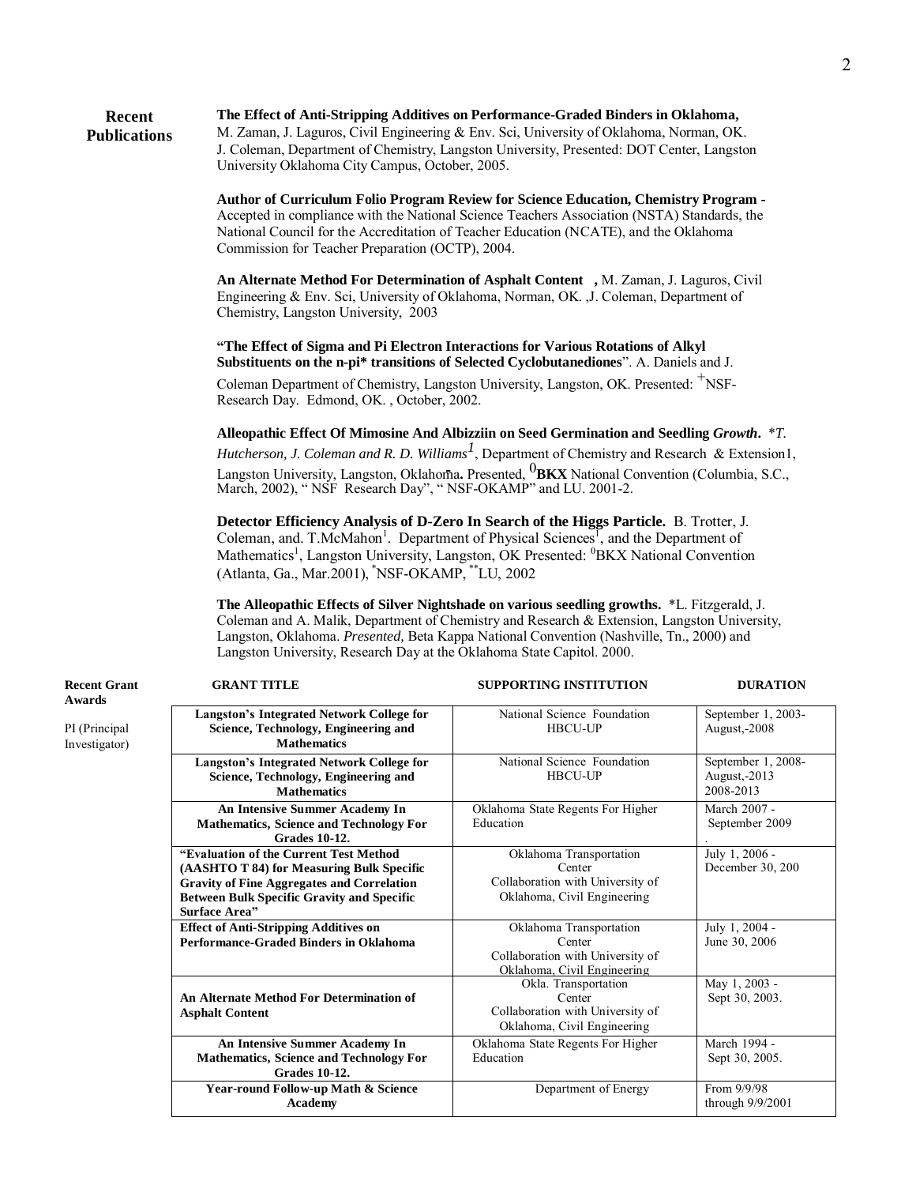## Recent Publications

**The Effect of Anti-Stripping Additives on Performance-Graded Binders in Oklahoma,** M. Zaman, J. Laguros, Civil Engineering & Env. Sci, University of Oklahoma, Norman, OK. J. Coleman, Department of Chemistry, Langston University, Presented: DOT Center, Langston University Oklahoma City Campus, October, 2005.

**Author of Curriculum Folio Program Review for Science Education, Chemistry Program -** Accepted in compliance with the National Science Teachers Association (NSTA) Standards, the National Council for the Accreditation of Teacher Education (NCATE), and the Oklahoma Commission for Teacher Preparation (OCTP), 2004.

**An Alternate Method For Determination of Asphalt Content ,** M. Zaman, J. Laguros, Civil Engineering & Env. Sci, University of Oklahoma, Norman, OK. ,J. Coleman, Department of Chemistry, Langston University, 2003

**"The Effect of Sigma and Pi Electron Interactions for Various Rotations of Alkyl Substituents on the n-pi* transitions of Selected Cyclobutanediones"**. A. Daniels and J. Coleman Department of Chemistry, Langston University, Langston, OK. Presented: [+]NSF-Research Day. Edmond, OK. , October, 2002.

**Alleopathic Effect Of Mimosine And Albizziin on Seed Germination and Seedling *Growth*.** **T. Hutcherson, J. Coleman and R. D. Williams*[1], Department of Chemistry and Research & Extension1, Langston University, Langston, Oklahoma**.** Presented, [0]**BKX** National Convention (Columbia, S.C., March, 2002), " NSF Research Day", " NSF-OKAMP" and LU. 2001-2.

**Detector Efficiency Analysis of D-Zero In Search of the Higgs Particle.** B. Trotter, J. Coleman, and. T.McMahon[1]. Department of Physical Sciences[1], and the Department of Mathematics[1], Langston University, Langston, OK Presented: [0]BKX National Convention (Atlanta, Ga., Mar.2001), [*]NSF-OKAMP, [**]LU, 2002

**The Alleopathic Effects of Silver Nightshade on various seedling growths.** *L. Fitzgerald, J. Coleman and A. Malik, Department of Chemistry and Research & Extension, Langston University, Langston, Oklahoma. *Presented,* Beta Kappa National Convention (Nashville, Tn., 2000) and Langston University, Research Day at the Oklahoma State Capitol. 2000.

## Recent Grant Awards

PI (Principal Investigator)

| GRANT TITLE | SUPPORTING INSTITUTION | DURATION |
|---|---|---|
| **Langston's Integrated Network College for Science, Technology, Engineering and Mathematics** | National Science Foundation HBCU-UP | September 1, 2003- August,-2008 |
| **Langston's Integrated Network College for Science, Technology, Engineering and Mathematics** | National Science Foundation HBCU-UP | September 1, 2008- August,-2013 2008-2013 |
| **An Intensive Summer Academy In Mathematics, Science and Technology For Grades 10-12.** | Oklahoma State Regents For Higher Education | March 2007 - September 2009 . |
| **"Evaluation of the Current Test Method (AASHTO T 84) for Measuring Bulk Specific Gravity of Fine Aggregates and Correlation Between Bulk Specific Gravity and Specific Surface Area"** | Oklahoma Transportation Center Collaboration with University of Oklahoma, Civil Engineering | July 1, 2006 - December 30, 200 |
| **Effect of Anti-Stripping Additives on Performance-Graded Binders in Oklahoma** | Oklahoma Transportation Center Collaboration with University of Oklahoma, Civil Engineering | July 1, 2004 - June 30, 2006 |
| **An Alternate Method For Determination of Asphalt Content** | Okla. Transportation Center Collaboration with University of Oklahoma, Civil Engineering | May 1, 2003 - Sept 30, 2003. |
| **An Intensive Summer Academy In Mathematics, Science and Technology For Grades 10-12.** | Oklahoma State Regents For Higher Education | March 1994 - Sept 30, 2005. |
| **Year-round Follow-up Math & Science Academy** | Department of Energy | From 9/9/98 through 9/9/2001 |